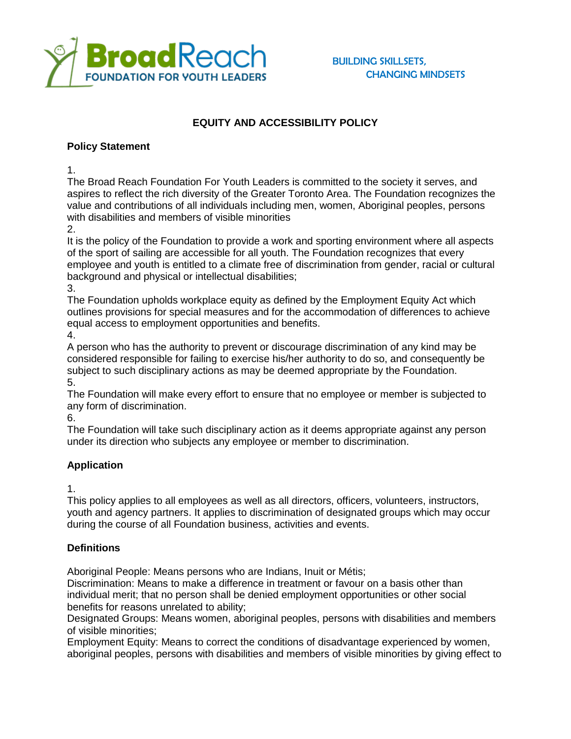**BroadReach**
**FOUNDATION FOR YOUTH LEADERS**

BUILDING SKILLSETS,
CHANGING MINDSETS

# EQUITY AND ACCESSIBILITY POLICY

## Policy Statement

1.
The Broad Reach Foundation For Youth Leaders is committed to the society it serves, and aspires to reflect the rich diversity of the Greater Toronto Area. The Foundation recognizes the value and contributions of all individuals including men, women, Aboriginal peoples, persons with disabilities and members of visible minorities

2.
It is the policy of the Foundation to provide a work and sporting environment where all aspects of the sport of sailing are accessible for all youth. The Foundation recognizes that every employee and youth is entitled to a climate free of discrimination from gender, racial or cultural background and physical or intellectual disabilities;

3.
The Foundation upholds workplace equity as defined by the Employment Equity Act which outlines provisions for special measures and for the accommodation of differences to achieve equal access to employment opportunities and benefits.

4.
A person who has the authority to prevent or discourage discrimination of any kind may be considered responsible for failing to exercise his/her authority to do so, and consequently be subject to such disciplinary actions as may be deemed appropriate by the Foundation.

5.
The Foundation will make every effort to ensure that no employee or member is subjected to any form of discrimination.

6.
The Foundation will take such disciplinary action as it deems appropriate against any person under its direction who subjects any employee or member to discrimination.

## Application

1.
This policy applies to all employees as well as all directors, officers, volunteers, instructors, youth and agency partners. It applies to discrimination of designated groups which may occur during the course of all Foundation business, activities and events.

## Definitions

Aboriginal People: Means persons who are Indians, Inuit or Métis;
Discrimination: Means to make a difference in treatment or favour on a basis other than individual merit; that no person shall be denied employment opportunities or other social benefits for reasons unrelated to ability;
Designated Groups: Means women, aboriginal peoples, persons with disabilities and members of visible minorities;
Employment Equity: Means to correct the conditions of disadvantage experienced by women, aboriginal peoples, persons with disabilities and members of visible minorities by giving effect to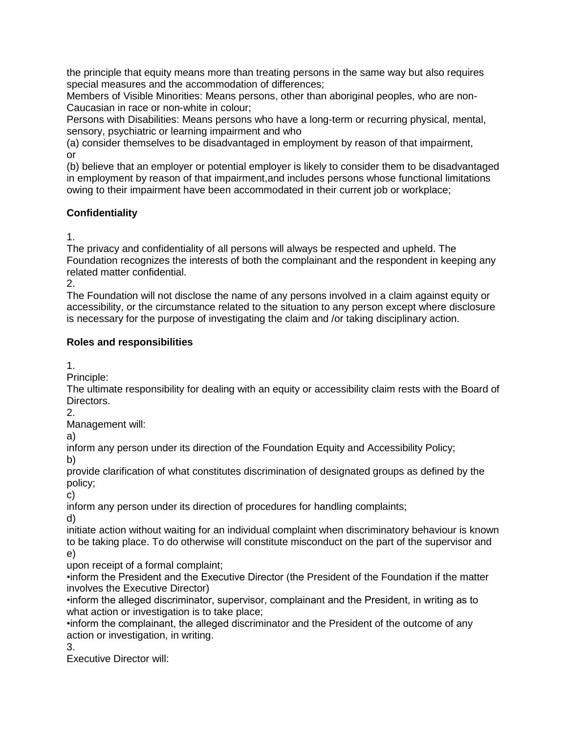the principle that equity means more than treating persons in the same way but also requires special measures and the accommodation of differences;

Members of Visible Minorities: Means persons, other than aboriginal peoples, who are non-Caucasian in race or non-white in colour;

Persons with Disabilities: Means persons who have a long-term or recurring physical, mental, sensory, psychiatric or learning impairment and who

(a) consider themselves to be disadvantaged in employment by reason of that impairment, or

(b) believe that an employer or potential employer is likely to consider them to be disadvantaged in employment by reason of that impairment,and includes persons whose functional limitations owing to their impairment have been accommodated in their current job or workplace;

**Confidentiality**

1. The privacy and confidentiality of all persons will always be respected and upheld. The Foundation recognizes the interests of both the complainant and the respondent in keeping any related matter confidential.
2. The Foundation will not disclose the name of any persons involved in a claim against equity or accessibility, or the circumstance related to the situation to any person except where disclosure is necessary for the purpose of investigating the claim and /or taking disciplinary action.

**Roles and responsibilities**

1. Principle:
   The ultimate responsibility for dealing with an equity or accessibility claim rests with the Board of Directors.
2. Management will:
   a) inform any person under its direction of the Foundation Equity and Accessibility Policy;
   b) provide clarification of what constitutes discrimination of designated groups as defined by the policy;
   c) inform any person under its direction of procedures for handling complaints;
   d) initiate action without waiting for an individual complaint when discriminatory behaviour is known to be taking place. To do otherwise will constitute misconduct on the part of the supervisor and
   e) upon receipt of a formal complaint;
   - inform the President and the Executive Director (the President of the Foundation if the matter involves the Executive Director)
   - inform the alleged discriminator, supervisor, complainant and the President, in writing as to what action or investigation is to take place;
   - inform the complainant, the alleged discriminator and the President of the outcome of any action or investigation, in writing.
3. Executive Director will: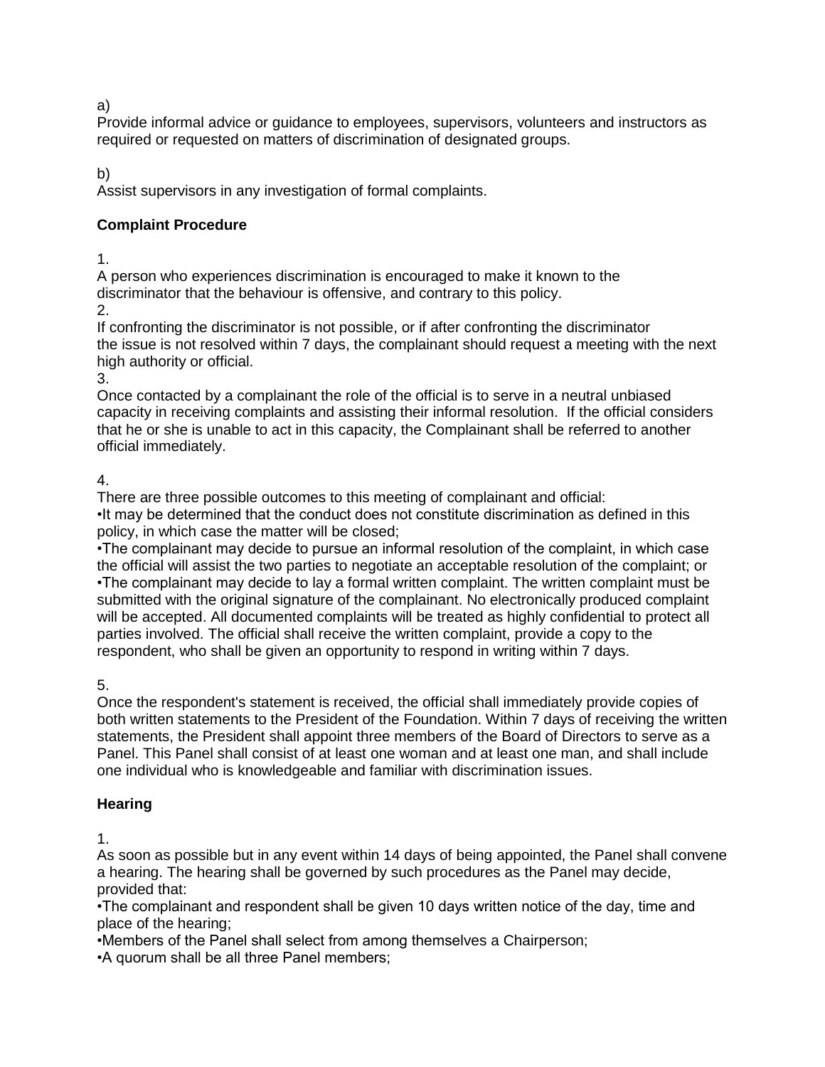a)
Provide informal advice or guidance to employees, supervisors, volunteers and instructors as required or requested on matters of discrimination of designated groups.

b)
Assist supervisors in any investigation of formal complaints.

**Complaint Procedure**

1.
A person who experiences discrimination is encouraged to make it known to the discriminator that the behaviour is offensive, and contrary to this policy.

2.
If confronting the discriminator is not possible, or if after confronting the discriminator the issue is not resolved within 7 days, the complainant should request a meeting with the next high authority or official.

3.
Once contacted by a complainant the role of the official is to serve in a neutral unbiased capacity in receiving complaints and assisting their informal resolution. If the official considers that he or she is unable to act in this capacity, the Complainant shall be referred to another official immediately.

4.
There are three possible outcomes to this meeting of complainant and official:
•It may be determined that the conduct does not constitute discrimination as defined in this policy, in which case the matter will be closed;
•The complainant may decide to pursue an informal resolution of the complaint, in which case the official will assist the two parties to negotiate an acceptable resolution of the complaint; or
•The complainant may decide to lay a formal written complaint. The written complaint must be submitted with the original signature of the complainant. No electronically produced complaint will be accepted. All documented complaints will be treated as highly confidential to protect all parties involved. The official shall receive the written complaint, provide a copy to the respondent, who shall be given an opportunity to respond in writing within 7 days.

5.
Once the respondent's statement is received, the official shall immediately provide copies of both written statements to the President of the Foundation. Within 7 days of receiving the written statements, the President shall appoint three members of the Board of Directors to serve as a Panel. This Panel shall consist of at least one woman and at least one man, and shall include one individual who is knowledgeable and familiar with discrimination issues.

**Hearing**

1.
As soon as possible but in any event within 14 days of being appointed, the Panel shall convene a hearing. The hearing shall be governed by such procedures as the Panel may decide, provided that:
•The complainant and respondent shall be given 10 days written notice of the day, time and place of the hearing;
•Members of the Panel shall select from among themselves a Chairperson;
•A quorum shall be all three Panel members;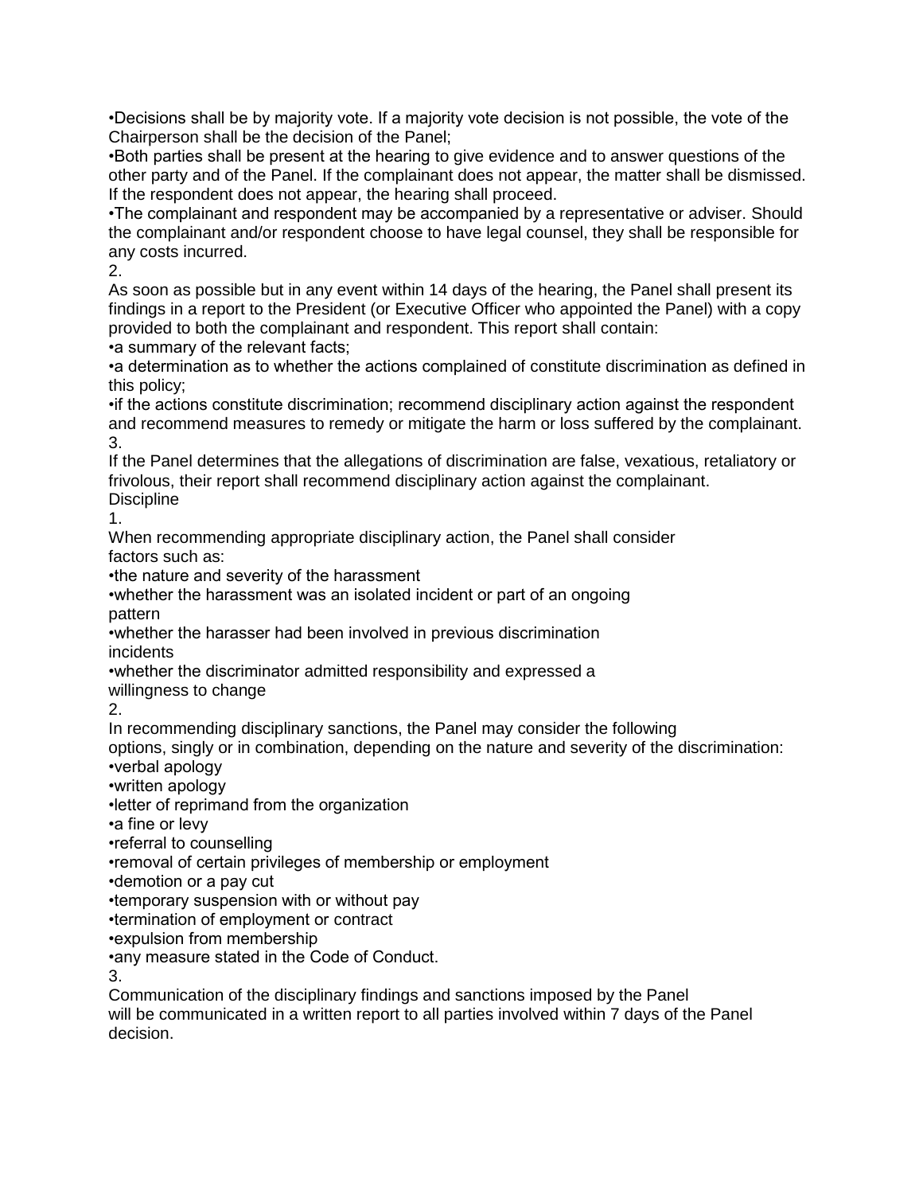- Decisions shall be by majority vote. If a majority vote decision is not possible, the vote of the Chairperson shall be the decision of the Panel;
- Both parties shall be present at the hearing to give evidence and to answer questions of the other party and of the Panel. If the complainant does not appear, the matter shall be dismissed. If the respondent does not appear, the hearing shall proceed.
- The complainant and respondent may be accompanied by a representative or adviser. Should the complainant and/or respondent choose to have legal counsel, they shall be responsible for any costs incurred.

2.
As soon as possible but in any event within 14 days of the hearing, the Panel shall present its findings in a report to the President (or Executive Officer who appointed the Panel) with a copy provided to both the complainant and respondent. This report shall contain:

- a summary of the relevant facts;
- a determination as to whether the actions complained of constitute discrimination as defined in this policy;
- if the actions constitute discrimination; recommend disciplinary action against the respondent and recommend measures to remedy or mitigate the harm or loss suffered by the complainant.

3.
If the Panel determines that the allegations of discrimination are false, vexatious, retaliatory or frivolous, their report shall recommend disciplinary action against the complainant.

Discipline

1.
When recommending appropriate disciplinary action, the Panel shall consider factors such as:

- the nature and severity of the harassment
- whether the harassment was an isolated incident or part of an ongoing pattern
- whether the harasser had been involved in previous discrimination incidents
- whether the discriminator admitted responsibility and expressed a willingness to change

2.
In recommending disciplinary sanctions, the Panel may consider the following options, singly or in combination, depending on the nature and severity of the discrimination:

- verbal apology
- written apology
- letter of reprimand from the organization
- a fine or levy
- referral to counselling
- removal of certain privileges of membership or employment
- demotion or a pay cut
- temporary suspension with or without pay
- termination of employment or contract
- expulsion from membership
- any measure stated in the Code of Conduct.

3.
Communication of the disciplinary findings and sanctions imposed by the Panel will be communicated in a written report to all parties involved within 7 days of the Panel decision.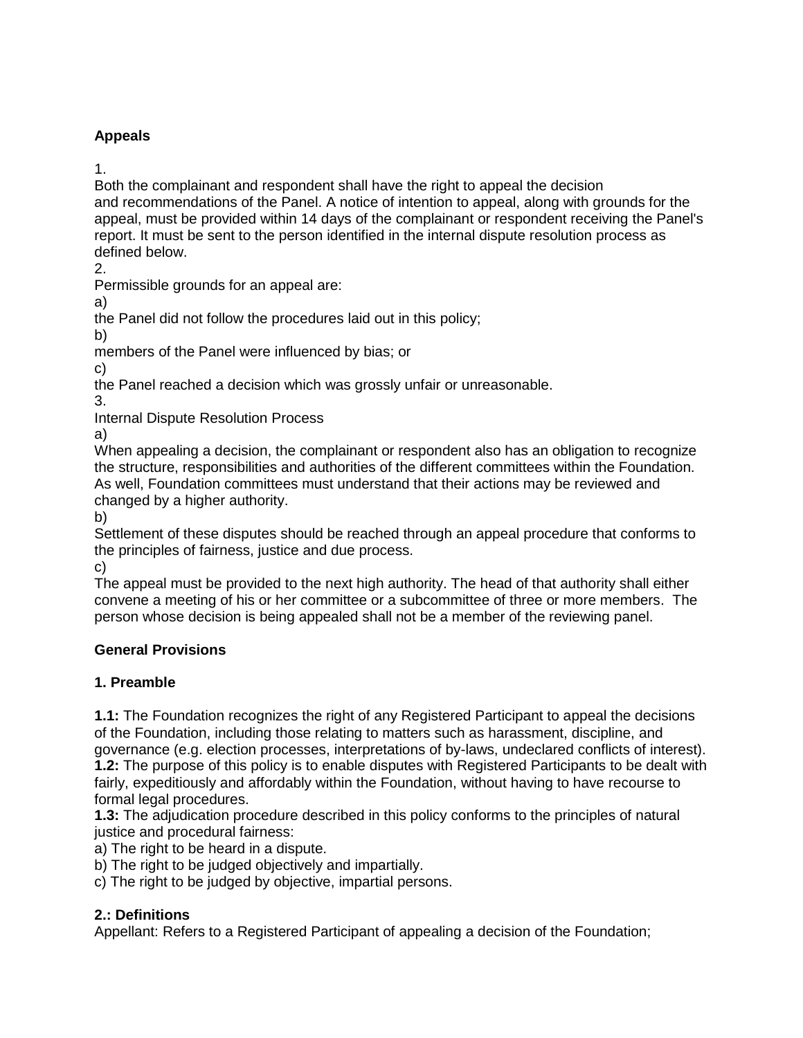**Appeals**

1.
Both the complainant and respondent shall have the right to appeal the decision and recommendations of the Panel. A notice of intention to appeal, along with grounds for the appeal, must be provided within 14 days of the complainant or respondent receiving the Panel's report. It must be sent to the person identified in the internal dispute resolution process as defined below.

2.
Permissible grounds for an appeal are:

a)
the Panel did not follow the procedures laid out in this policy;

b)
members of the Panel were influenced by bias; or

c)
the Panel reached a decision which was grossly unfair or unreasonable.

3.
Internal Dispute Resolution Process

a)
When appealing a decision, the complainant or respondent also has an obligation to recognize the structure, responsibilities and authorities of the different committees within the Foundation. As well, Foundation committees must understand that their actions may be reviewed and changed by a higher authority.

b)
Settlement of these disputes should be reached through an appeal procedure that conforms to the principles of fairness, justice and due process.

c)
The appeal must be provided to the next high authority. The head of that authority shall either convene a meeting of his or her committee or a subcommittee of three or more members. The person whose decision is being appealed shall not be a member of the reviewing panel.

**General Provisions**

**1. Preamble**

**1.1:** The Foundation recognizes the right of any Registered Participant to appeal the decisions of the Foundation, including those relating to matters such as harassment, discipline, and governance (e.g. election processes, interpretations of by-laws, undeclared conflicts of interest).
**1.2:** The purpose of this policy is to enable disputes with Registered Participants to be dealt with fairly, expeditiously and affordably within the Foundation, without having to have recourse to formal legal procedures.
**1.3:** The adjudication procedure described in this policy conforms to the principles of natural justice and procedural fairness:
a) The right to be heard in a dispute.
b) The right to be judged objectively and impartially.
c) The right to be judged by objective, impartial persons.

**2.: Definitions**
Appellant: Refers to a Registered Participant of appealing a decision of the Foundation;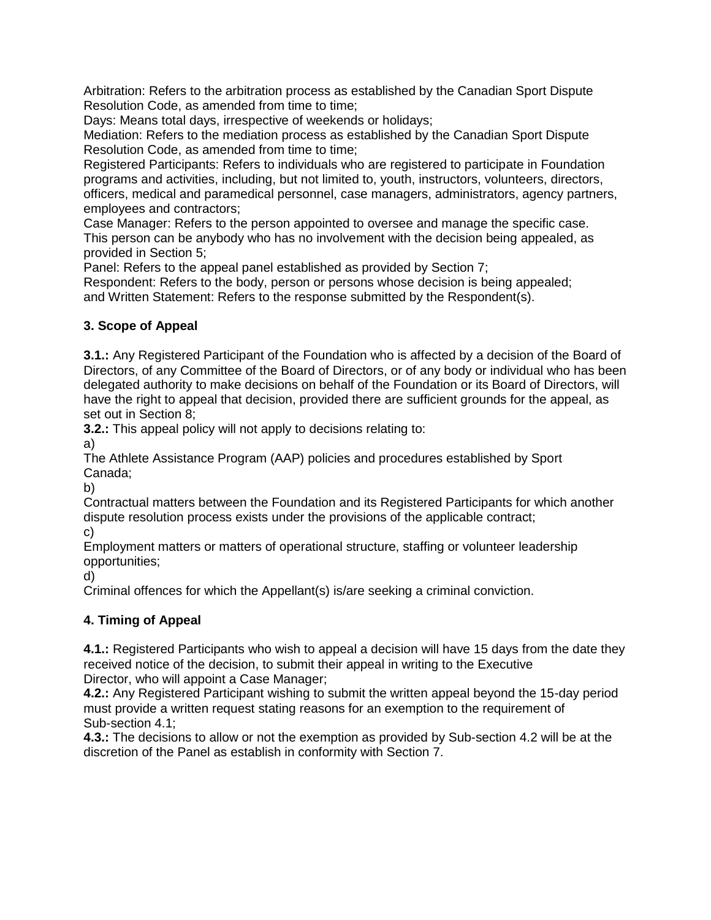Arbitration: Refers to the arbitration process as established by the Canadian Sport Dispute Resolution Code, as amended from time to time;
Days: Means total days, irrespective of weekends or holidays;
Mediation: Refers to the mediation process as established by the Canadian Sport Dispute Resolution Code, as amended from time to time;
Registered Participants: Refers to individuals who are registered to participate in Foundation programs and activities, including, but not limited to, youth, instructors, volunteers, directors, officers, medical and paramedical personnel, case managers, administrators, agency partners, employees and contractors;
Case Manager: Refers to the person appointed to oversee and manage the specific case. This person can be anybody who has no involvement with the decision being appealed, as provided in Section 5;
Panel: Refers to the appeal panel established as provided by Section 7;
Respondent: Refers to the body, person or persons whose decision is being appealed;
and Written Statement: Refers to the response submitted by the Respondent(s).

**3. Scope of Appeal**

**3.1.:** Any Registered Participant of the Foundation who is affected by a decision of the Board of Directors, of any Committee of the Board of Directors, or of any body or individual who has been delegated authority to make decisions on behalf of the Foundation or its Board of Directors, will have the right to appeal that decision, provided there are sufficient grounds for the appeal, as set out in Section 8;
**3.2.:** This appeal policy will not apply to decisions relating to:
a)
The Athlete Assistance Program (AAP) policies and procedures established by Sport Canada;
b)
Contractual matters between the Foundation and its Registered Participants for which another dispute resolution process exists under the provisions of the applicable contract;
c)
Employment matters or matters of operational structure, staffing or volunteer leadership opportunities;
d)
Criminal offences for which the Appellant(s) is/are seeking a criminal conviction.

**4. Timing of Appeal**

**4.1.:** Registered Participants who wish to appeal a decision will have 15 days from the date they received notice of the decision, to submit their appeal in writing to the Executive Director, who will appoint a Case Manager;
**4.2.:** Any Registered Participant wishing to submit the written appeal beyond the 15-day period must provide a written request stating reasons for an exemption to the requirement of Sub-section 4.1;
**4.3.:** The decisions to allow or not the exemption as provided by Sub-section 4.2 will be at the discretion of the Panel as establish in conformity with Section 7.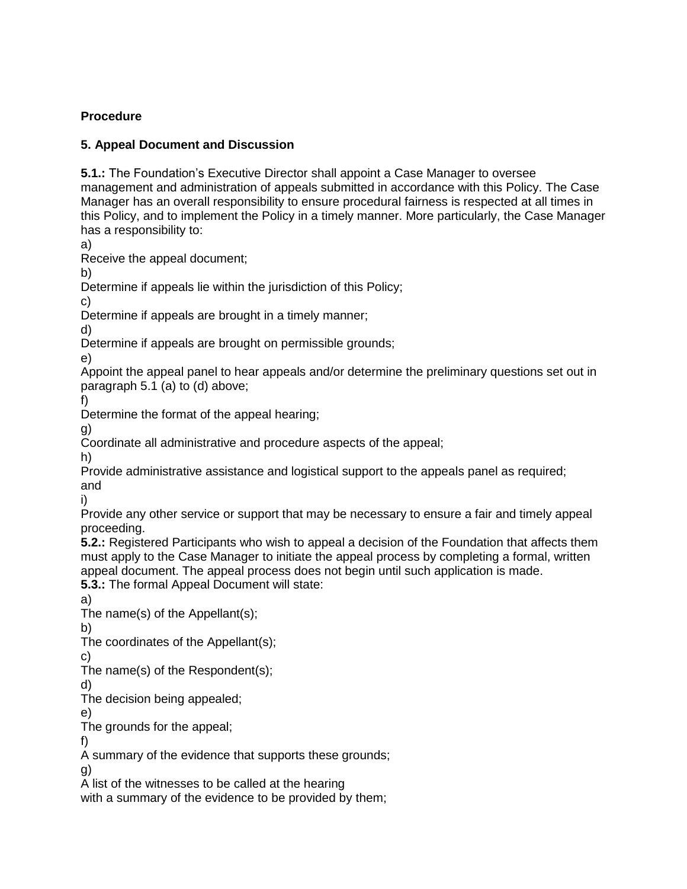**Procedure**

**5. Appeal Document and Discussion**

**5.1.:** The Foundation's Executive Director shall appoint a Case Manager to oversee management and administration of appeals submitted in accordance with this Policy. The Case Manager has an overall responsibility to ensure procedural fairness is respected at all times in this Policy, and to implement the Policy in a timely manner. More particularly, the Case Manager has a responsibility to:

a) Receive the appeal document;

b) Determine if appeals lie within the jurisdiction of this Policy;

c) Determine if appeals are brought in a timely manner;

d) Determine if appeals are brought on permissible grounds;

e) Appoint the appeal panel to hear appeals and/or determine the preliminary questions set out in paragraph 5.1 (a) to (d) above;

f) Determine the format of the appeal hearing;

g) Coordinate all administrative and procedure aspects of the appeal;

h) Provide administrative assistance and logistical support to the appeals panel as required; and

i) Provide any other service or support that may be necessary to ensure a fair and timely appeal proceeding.

**5.2.:** Registered Participants who wish to appeal a decision of the Foundation that affects them must apply to the Case Manager to initiate the appeal process by completing a formal, written appeal document. The appeal process does not begin until such application is made.

**5.3.:** The formal Appeal Document will state:

a) The name(s) of the Appellant(s);

b) The coordinates of the Appellant(s);

c) The name(s) of the Respondent(s);

d) The decision being appealed;

e) The grounds for the appeal;

f) A summary of the evidence that supports these grounds;

g) A list of the witnesses to be called at the hearing with a summary of the evidence to be provided by them;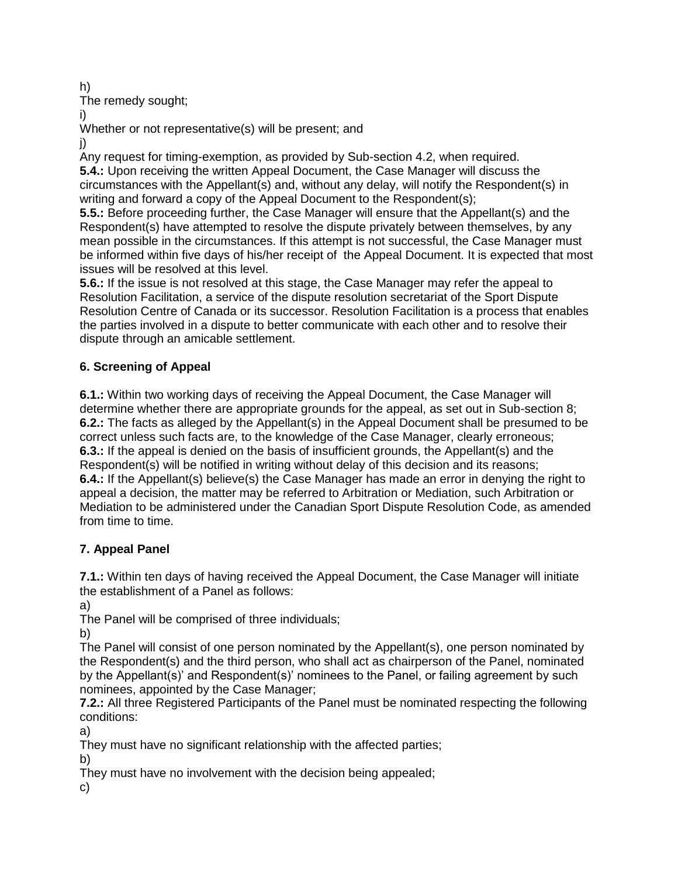h)
The remedy sought;
i)
Whether or not representative(s) will be present; and
j)
Any request for timing-exemption, as provided by Sub-section 4.2, when required.
**5.4.:** Upon receiving the written Appeal Document, the Case Manager will discuss the circumstances with the Appellant(s) and, without any delay, will notify the Respondent(s) in writing and forward a copy of the Appeal Document to the Respondent(s);
**5.5.:** Before proceeding further, the Case Manager will ensure that the Appellant(s) and the Respondent(s) have attempted to resolve the dispute privately between themselves, by any mean possible in the circumstances. If this attempt is not successful, the Case Manager must be informed within five days of his/her receipt of the Appeal Document. It is expected that most issues will be resolved at this level.
**5.6.:** If the issue is not resolved at this stage, the Case Manager may refer the appeal to Resolution Facilitation, a service of the dispute resolution secretariat of the Sport Dispute Resolution Centre of Canada or its successor. Resolution Facilitation is a process that enables the parties involved in a dispute to better communicate with each other and to resolve their dispute through an amicable settlement.

### 6. Screening of Appeal

**6.1.:** Within two working days of receiving the Appeal Document, the Case Manager will determine whether there are appropriate grounds for the appeal, as set out in Sub-section 8;
**6.2.:** The facts as alleged by the Appellant(s) in the Appeal Document shall be presumed to be correct unless such facts are, to the knowledge of the Case Manager, clearly erroneous;
**6.3.:** If the appeal is denied on the basis of insufficient grounds, the Appellant(s) and the Respondent(s) will be notified in writing without delay of this decision and its reasons;
**6.4.:** If the Appellant(s) believe(s) the Case Manager has made an error in denying the right to appeal a decision, the matter may be referred to Arbitration or Mediation, such Arbitration or Mediation to be administered under the Canadian Sport Dispute Resolution Code, as amended from time to time.

### 7. Appeal Panel

**7.1.:** Within ten days of having received the Appeal Document, the Case Manager will initiate the establishment of a Panel as follows:
a)
The Panel will be comprised of three individuals;
b)
The Panel will consist of one person nominated by the Appellant(s), one person nominated by the Respondent(s) and the third person, who shall act as chairperson of the Panel, nominated by the Appellant(s)' and Respondent(s)' nominees to the Panel, or failing agreement by such nominees, appointed by the Case Manager;
**7.2.:** All three Registered Participants of the Panel must be nominated respecting the following conditions:
a)
They must have no significant relationship with the affected parties;
b)
They must have no involvement with the decision being appealed;
c)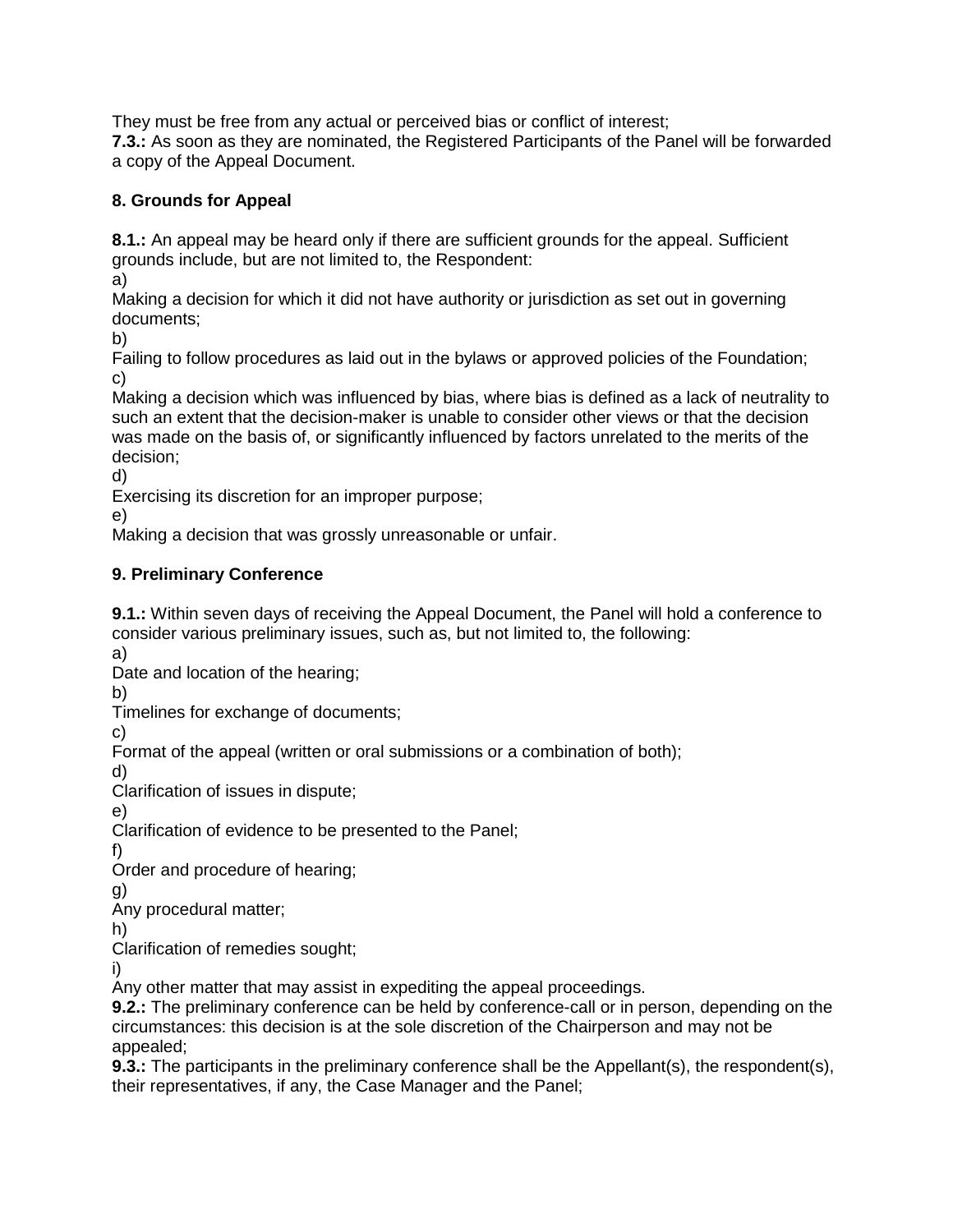They must be free from any actual or perceived bias or conflict of interest;

**7.3.:** As soon as they are nominated, the Registered Participants of the Panel will be forwarded a copy of the Appeal Document.

## 8. Grounds for Appeal

**8.1.:** An appeal may be heard only if there are sufficient grounds for the appeal. Sufficient grounds include, but are not limited to, the Respondent:

a)
Making a decision for which it did not have authority or jurisdiction as set out in governing documents;

b)
Failing to follow procedures as laid out in the bylaws or approved policies of the Foundation;

c)
Making a decision which was influenced by bias, where bias is defined as a lack of neutrality to such an extent that the decision-maker is unable to consider other views or that the decision was made on the basis of, or significantly influenced by factors unrelated to the merits of the decision;

d)
Exercising its discretion for an improper purpose;

e)
Making a decision that was grossly unreasonable or unfair.

## 9. Preliminary Conference

**9.1.:** Within seven days of receiving the Appeal Document, the Panel will hold a conference to consider various preliminary issues, such as, but not limited to, the following:

a)
Date and location of the hearing;

b)
Timelines for exchange of documents;

c)
Format of the appeal (written or oral submissions or a combination of both);

d)
Clarification of issues in dispute;

e)
Clarification of evidence to be presented to the Panel;

f)
Order and procedure of hearing;

g)
Any procedural matter;

h)
Clarification of remedies sought;

i)
Any other matter that may assist in expediting the appeal proceedings.

**9.2.:** The preliminary conference can be held by conference-call or in person, depending on the circumstances: this decision is at the sole discretion of the Chairperson and may not be appealed;

**9.3.:** The participants in the preliminary conference shall be the Appellant(s), the respondent(s), their representatives, if any, the Case Manager and the Panel;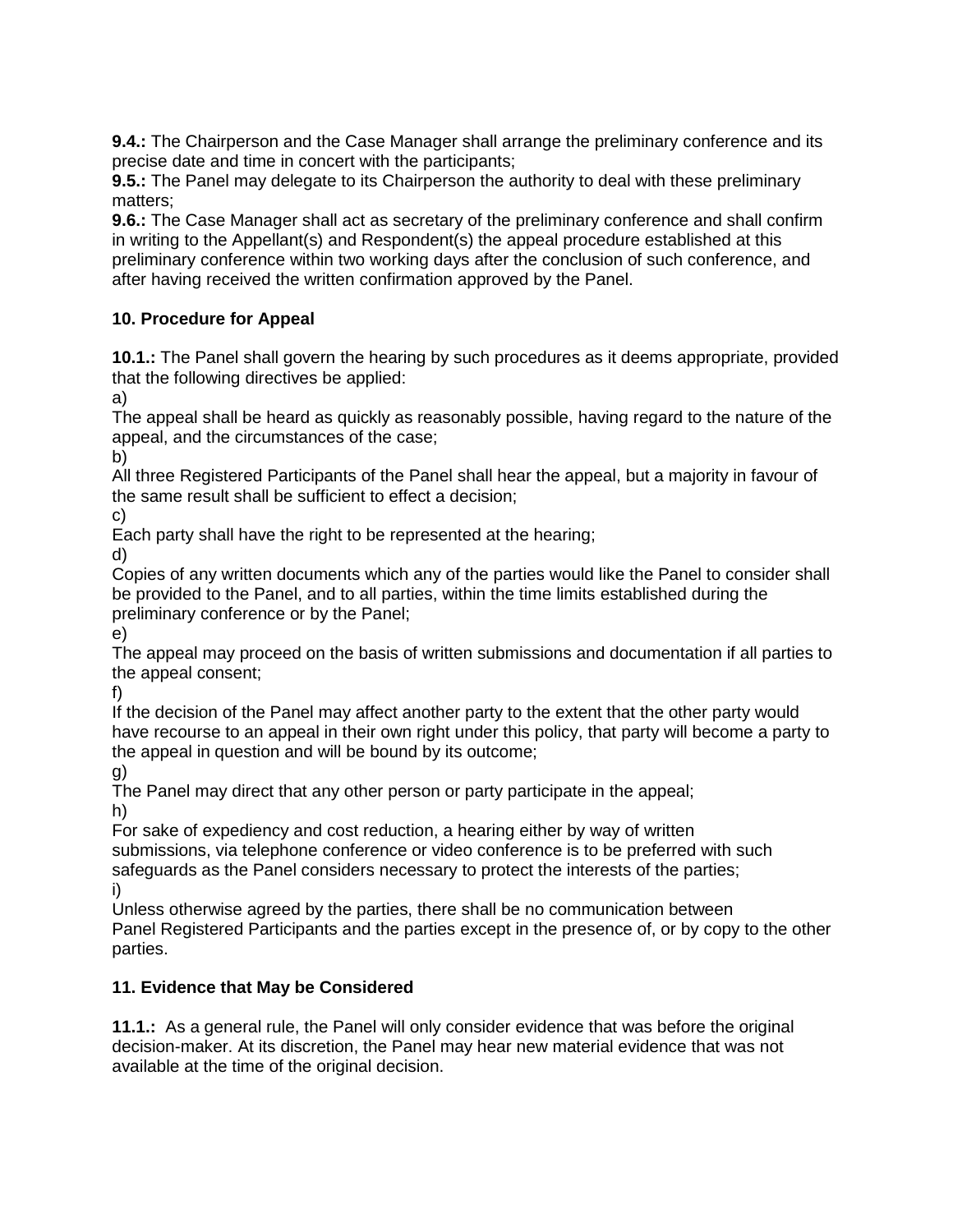**9.4.:** The Chairperson and the Case Manager shall arrange the preliminary conference and its precise date and time in concert with the participants;
**9.5.:** The Panel may delegate to its Chairperson the authority to deal with these preliminary matters;
**9.6.:** The Case Manager shall act as secretary of the preliminary conference and shall confirm in writing to the Appellant(s) and Respondent(s) the appeal procedure established at this preliminary conference within two working days after the conclusion of such conference, and after having received the written confirmation approved by the Panel.

**10. Procedure for Appeal**

**10.1.:** The Panel shall govern the hearing by such procedures as it deems appropriate, provided that the following directives be applied:

a)
The appeal shall be heard as quickly as reasonably possible, having regard to the nature of the appeal, and the circumstances of the case;

b)
All three Registered Participants of the Panel shall hear the appeal, but a majority in favour of the same result shall be sufficient to effect a decision;

c)
Each party shall have the right to be represented at the hearing;

d)
Copies of any written documents which any of the parties would like the Panel to consider shall be provided to the Panel, and to all parties, within the time limits established during the preliminary conference or by the Panel;

e)
The appeal may proceed on the basis of written submissions and documentation if all parties to the appeal consent;

f)
If the decision of the Panel may affect another party to the extent that the other party would have recourse to an appeal in their own right under this policy, that party will become a party to the appeal in question and will be bound by its outcome;

g)
The Panel may direct that any other person or party participate in the appeal;

h)
For sake of expediency and cost reduction, a hearing either by way of written submissions, via telephone conference or video conference is to be preferred with such safeguards as the Panel considers necessary to protect the interests of the parties;

i)
Unless otherwise agreed by the parties, there shall be no communication between Panel Registered Participants and the parties except in the presence of, or by copy to the other parties.

**11. Evidence that May be Considered**

**11.1.:** As a general rule, the Panel will only consider evidence that was before the original decision-maker. At its discretion, the Panel may hear new material evidence that was not available at the time of the original decision.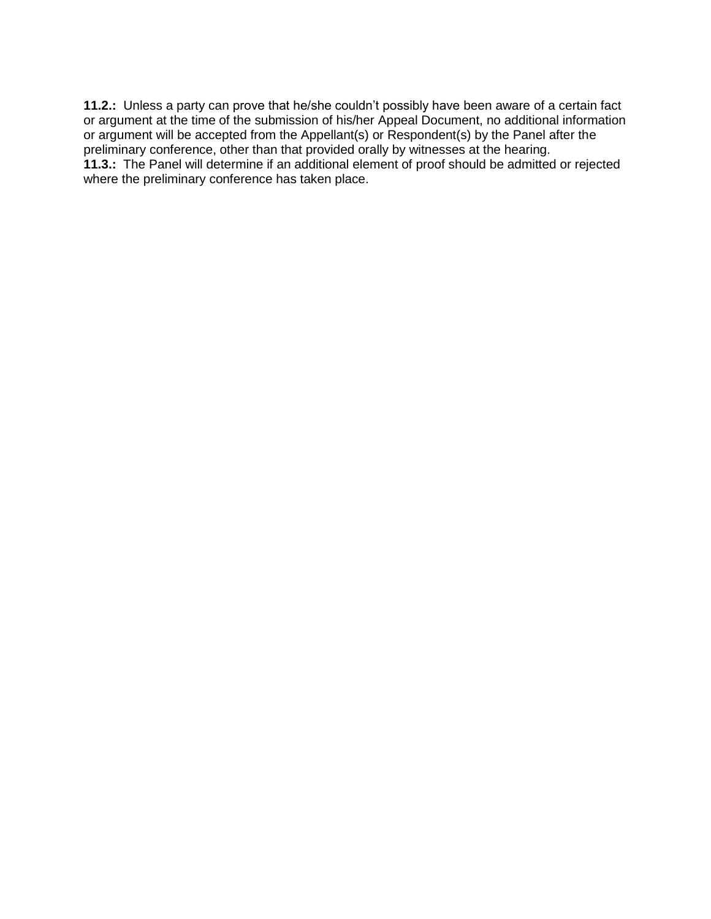**11.2.:** Unless a party can prove that he/she couldn't possibly have been aware of a certain fact or argument at the time of the submission of his/her Appeal Document, no additional information or argument will be accepted from the Appellant(s) or Respondent(s) by the Panel after the preliminary conference, other than that provided orally by witnesses at the hearing.

**11.3.:** The Panel will determine if an additional element of proof should be admitted or rejected where the preliminary conference has taken place.